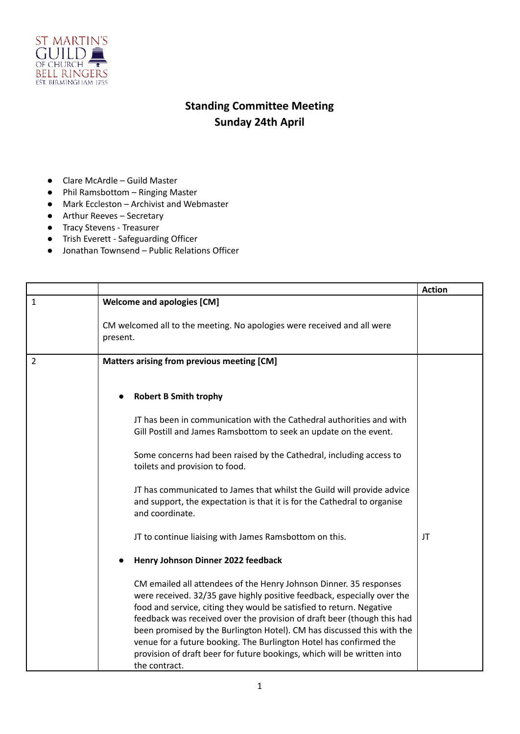# Standing Committee Meeting
## Sunday 24th April

- Clare McArdle – Guild Master
- Phil Ramsbottom – Ringing Master
- Mark Eccleston – Archivist and Webmaster
- Arthur Reeves – Secretary
- Tracy Stevens - Treasurer
- Trish Everett - Safeguarding Officer
- Jonathan Townsend – Public Relations Officer

| | | Action |
|---|---|---|
| 1 | **Welcome and apologies [CM]**<br><br>CM welcomed all to the meeting. No apologies were received and all were present. | |
| 2 | **Matters arising from previous meeting [CM]**<br><br>- **Robert B Smith trophy**<br><br>JT has been in communication with the Cathedral authorities and with Gill Postill and James Ramsbottom to seek an update on the event.<br><br>Some concerns had been raised by the Cathedral, including access to toilets and provision to food.<br><br>JT has communicated to James that whilst the Guild will provide advice and support, the expectation is that it is for the Cathedral to organise and coordinate.<br><br>JT to continue liaising with James Ramsbottom on this. | JT |
| | - **Henry Johnson Dinner 2022 feedback**<br><br>CM emailed all attendees of the Henry Johnson Dinner. 35 responses were received. 32/35 gave highly positive feedback, especially over the food and service, citing they would be satisfied to return. Negative feedback was received over the provision of draft beer (though this had been promised by the Burlington Hotel). CM has discussed this with the venue for a future booking. The Burlington Hotel has confirmed the provision of draft beer for future bookings, which will be written into the contract. | |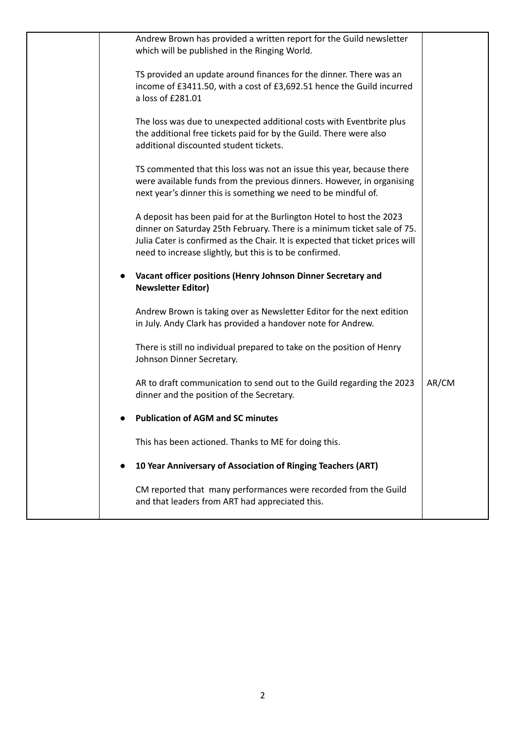| | | |
|---|---|---|
| | Andrew Brown has provided a written report for the Guild newsletter which will be published in the Ringing World.<br><br>TS provided an update around finances for the dinner. There was an income of £3411.50, with a cost of £3,692.51 hence the Guild incurred a loss of £281.01<br><br>The loss was due to unexpected additional costs with Eventbrite plus the additional free tickets paid for by the Guild. There were also additional discounted student tickets.<br><br>TS commented that this loss was not an issue this year, because there were available funds from the previous dinners. However, in organising next year's dinner this is something we need to be mindful of.<br><br>A deposit has been paid for at the Burlington Hotel to host the 2023 dinner on Saturday 25th February. There is a minimum ticket sale of 75. Julia Cater is confirmed as the Chair. It is expected that ticket prices will need to increase slightly, but this is to be confirmed.<br><br>● **Vacant officer positions (Henry Johnson Dinner Secretary and Newsletter Editor)**<br><br>Andrew Brown is taking over as Newsletter Editor for the next edition in July. Andy Clark has provided a handover note for Andrew.<br><br>There is still no individual prepared to take on the position of Henry Johnson Dinner Secretary.<br><br>AR to draft communication to send out to the Guild regarding the 2023 dinner and the position of the Secretary. | AR/CM |
| | ● **Publication of AGM and SC minutes**<br><br>This has been actioned. Thanks to ME for doing this.<br><br>● **10 Year Anniversary of Association of Ringing Teachers (ART)**<br><br>CM reported that many performances were recorded from the Guild and that leaders from ART had appreciated this. | |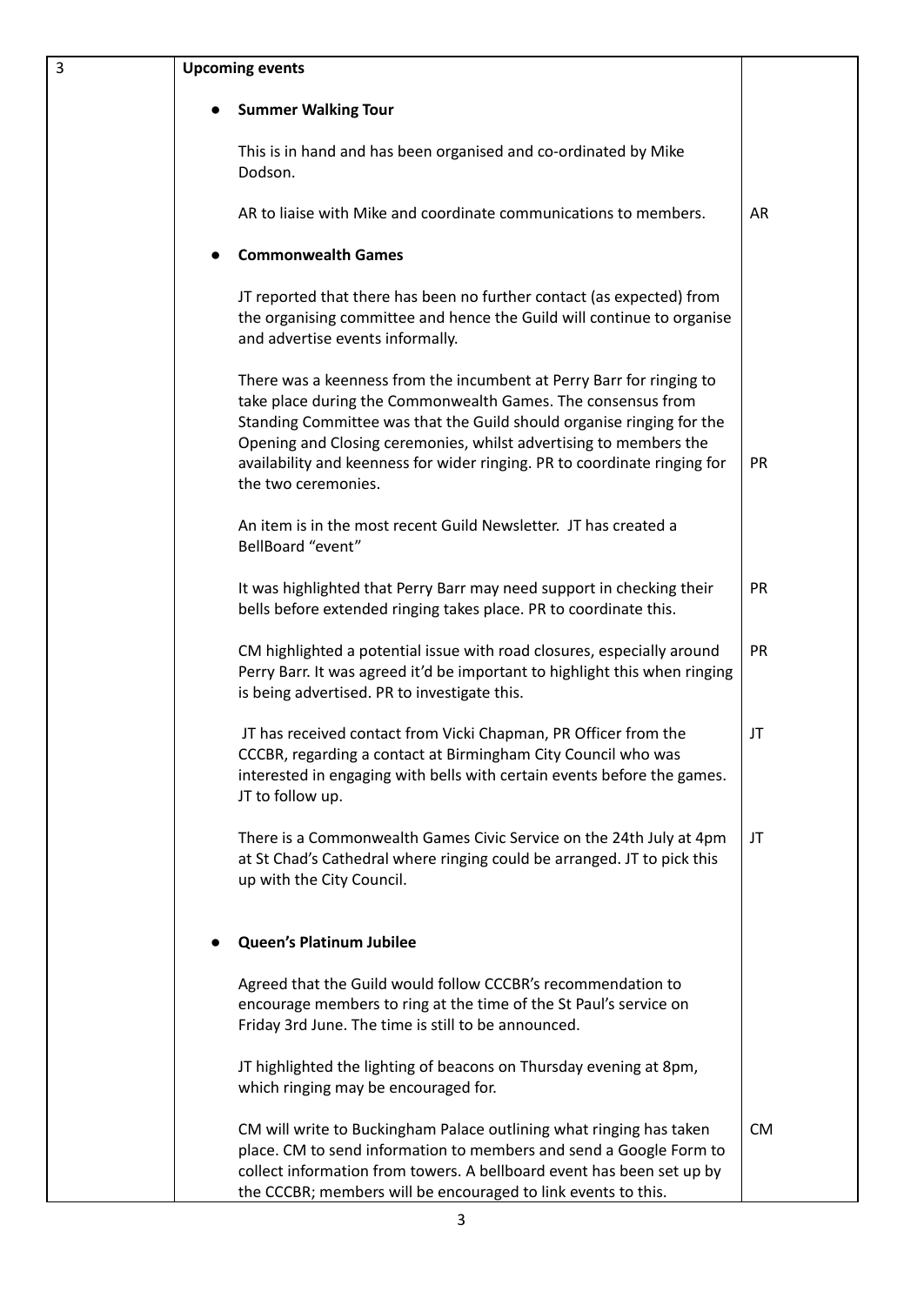| 3 | **Upcoming events** | |
|---|---|---|
| | • **Summer Walking Tour** | |
| | This is in hand and has been organised and co-ordinated by Mike Dodson. | |
| | AR to liaise with Mike and coordinate communications to members. | AR |
| | • **Commonwealth Games** | |
| | JT reported that there has been no further contact (as expected) from the organising committee and hence the Guild will continue to organise and advertise events informally. | |
| | There was a keenness from the incumbent at Perry Barr for ringing to take place during the Commonwealth Games. The consensus from Standing Committee was that the Guild should organise ringing for the Opening and Closing ceremonies, whilst advertising to members the availability and keenness for wider ringing. PR to coordinate ringing for the two ceremonies. | PR |
| | An item is in the most recent Guild Newsletter. JT has created a BellBoard "event" | |
| | It was highlighted that Perry Barr may need support in checking their bells before extended ringing takes place. PR to coordinate this. | PR |
| | CM highlighted a potential issue with road closures, especially around Perry Barr. It was agreed it'd be important to highlight this when ringing is being advertised. PR to investigate this. | PR |
| | JT has received contact from Vicki Chapman, PR Officer from the CCCBR, regarding a contact at Birmingham City Council who was interested in engaging with bells with certain events before the games. JT to follow up. | JT |
| | There is a Commonwealth Games Civic Service on the 24th July at 4pm at St Chad's Cathedral where ringing could be arranged. JT to pick this up with the City Council. | JT |
| | • **Queen's Platinum Jubilee** | |
| | Agreed that the Guild would follow CCCBR's recommendation to encourage members to ring at the time of the St Paul's service on Friday 3rd June. The time is still to be announced. | |
| | JT highlighted the lighting of beacons on Thursday evening at 8pm, which ringing may be encouraged for. | |
| | CM will write to Buckingham Palace outlining what ringing has taken place. CM to send information to members and send a Google Form to collect information from towers. A bellboard event has been set up by the CCCBR; members will be encouraged to link events to this. | CM |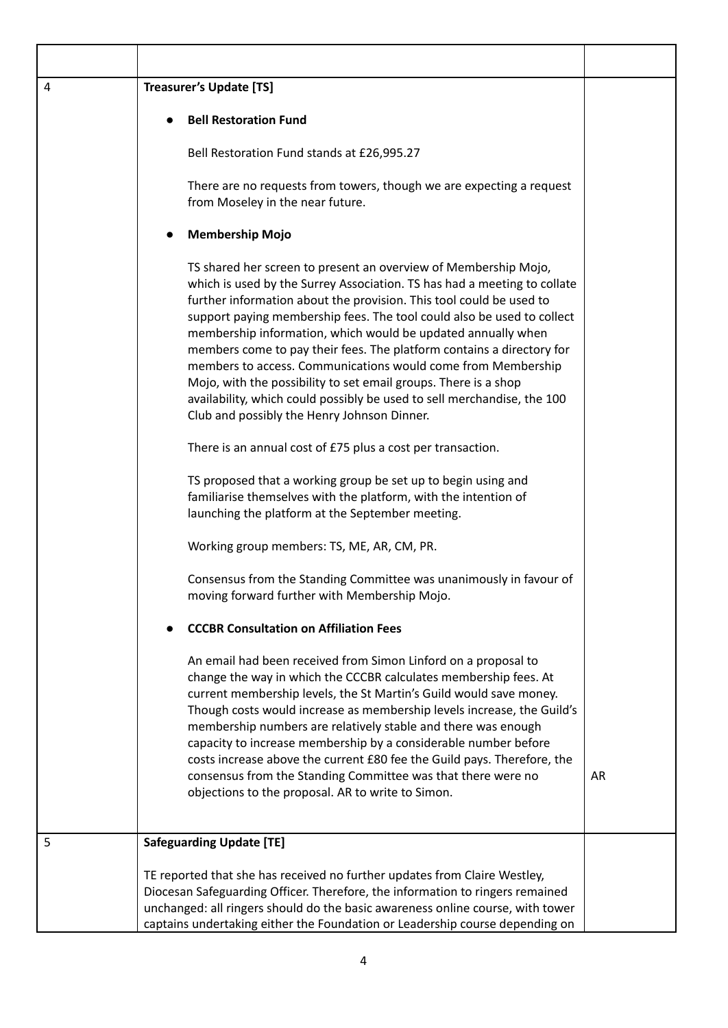| | | |
|---|---|---|
| 4 | **Treasurer's Update [TS]**<br><br>● **Bell Restoration Fund**<br><br>Bell Restoration Fund stands at £26,995.27<br><br>There are no requests from towers, though we are expecting a request from Moseley in the near future.<br><br>● **Membership Mojo**<br><br>TS shared her screen to present an overview of Membership Mojo, which is used by the Surrey Association. TS has had a meeting to collate further information about the provision. This tool could be used to support paying membership fees. The tool could also be used to collect membership information, which would be updated annually when members come to pay their fees. The platform contains a directory for members to access. Communications would come from Membership Mojo, with the possibility to set email groups. There is a shop availability, which could possibly be used to sell merchandise, the 100 Club and possibly the Henry Johnson Dinner.<br><br>There is an annual cost of £75 plus a cost per transaction.<br><br>TS proposed that a working group be set up to begin using and familiarise themselves with the platform, with the intention of launching the platform at the September meeting.<br><br>Working group members: TS, ME, AR, CM, PR.<br><br>Consensus from the Standing Committee was unanimously in favour of moving forward further with Membership Mojo.<br><br>● **CCCBR Consultation on Affiliation Fees**<br><br>An email had been received from Simon Linford on a proposal to change the way in which the CCCBR calculates membership fees. At current membership levels, the St Martin's Guild would save money. Though costs would increase as membership levels increase, the Guild's membership numbers are relatively stable and there was enough capacity to increase membership by a considerable number before costs increase above the current £80 fee the Guild pays. Therefore, the consensus from the Standing Committee was that there were no objections to the proposal. AR to write to Simon. | AR |
| 5 | **Safeguarding Update [TE]**<br><br>TE reported that she has received no further updates from Claire Westley, Diocesan Safeguarding Officer. Therefore, the information to ringers remained unchanged: all ringers should do the basic awareness online course, with tower captains undertaking either the Foundation or Leadership course depending on | |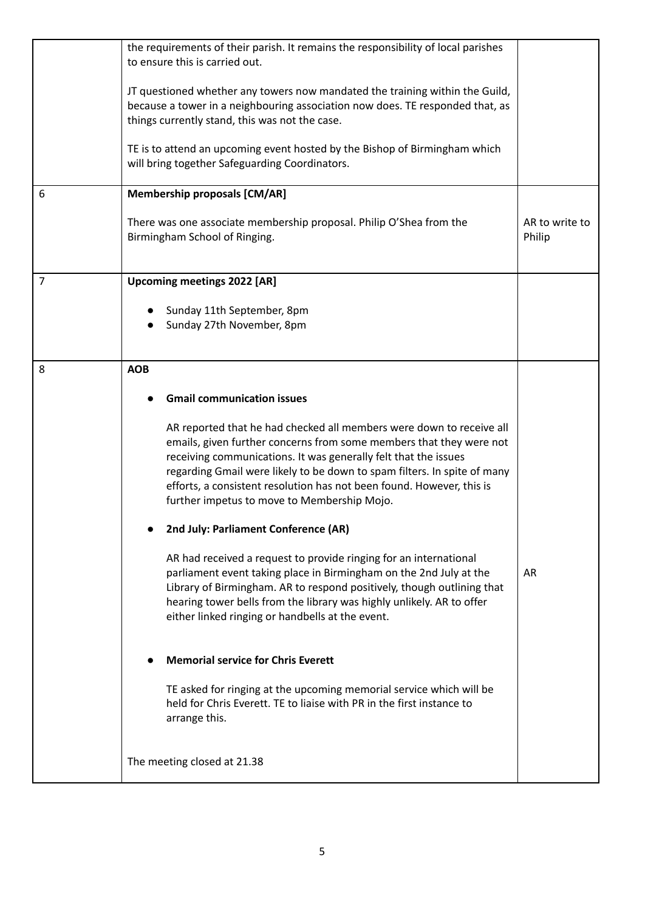| | | |
|---|---|---|
| | the requirements of their parish. It remains the responsibility of local parishes to ensure this is carried out.<br><br>JT questioned whether any towers now mandated the training within the Guild, because a tower in a neighbouring association now does. TE responded that, as things currently stand, this was not the case.<br><br>TE is to attend an upcoming event hosted by the Bishop of Birmingham which will bring together Safeguarding Coordinators. | |
| 6 | **Membership proposals [CM/AR]**<br><br>There was one associate membership proposal. Philip O'Shea from the Birmingham School of Ringing. | AR to write to Philip |
| 7 | **Upcoming meetings 2022 [AR]**<br><br>● Sunday 11th September, 8pm<br>● Sunday 27th November, 8pm | |
| 8 | **AOB**<br><br>● **Gmail communication issues**<br><br>AR reported that he had checked all members were down to receive all emails, given further concerns from some members that they were not receiving communications. It was generally felt that the issues regarding Gmail were likely to be down to spam filters. In spite of many efforts, a consistent resolution has not been found. However, this is further impetus to move to Membership Mojo.<br><br>● **2nd July: Parliament Conference (AR)**<br><br>AR had received a request to provide ringing for an international parliament event taking place in Birmingham on the 2nd July at the Library of Birmingham. AR to respond positively, though outlining that hearing tower bells from the library was highly unlikely. AR to offer either linked ringing or handbells at the event.<br><br>● **Memorial service for Chris Everett**<br><br>TE asked for ringing at the upcoming memorial service which will be held for Chris Everett. TE to liaise with PR in the first instance to arrange this.<br><br>The meeting closed at 21.38 | AR |